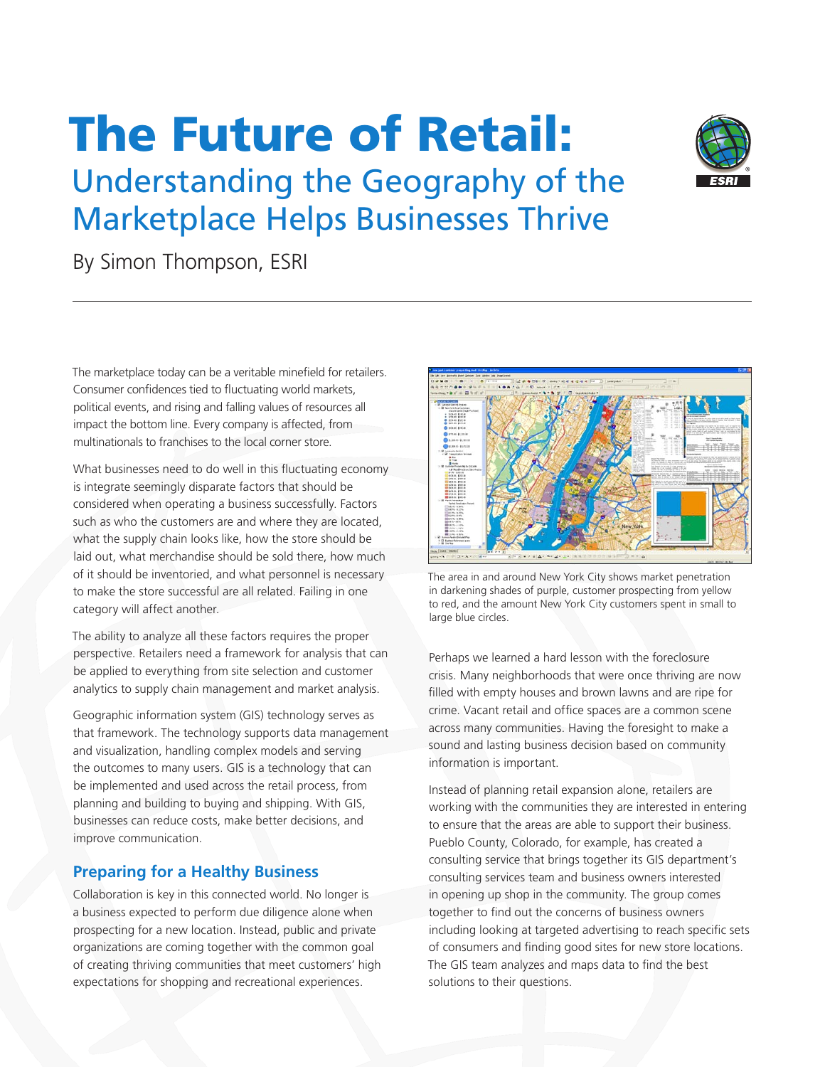# The Future of Retail:

## Understanding the Geography of the Marketplace Helps Businesses Thrive

By Simon Thompson, ESRI

The marketplace today can be a veritable minefield for retailers. Consumer confidences tied to fluctuating world markets, political events, and rising and falling values of resources all impact the bottom line. Every company is affected, from multinationals to franchises to the local corner store.

What businesses need to do well in this fluctuating economy is integrate seemingly disparate factors that should be considered when operating a business successfully. Factors such as who the customers are and where they are located, what the supply chain looks like, how the store should be laid out, what merchandise should be sold there, how much of it should be inventoried, and what personnel is necessary to make the store successful are all related. Failing in one category will affect another.

The ability to analyze all these factors requires the proper perspective. Retailers need a framework for analysis that can be applied to everything from site selection and customer analytics to supply chain management and market analysis.

Geographic information system (GIS) technology serves as that framework. The technology supports data management and visualization, handling complex models and serving the outcomes to many users. GIS is a technology that can be implemented and used across the retail process, from planning and building to buying and shipping. With GIS, businesses can reduce costs, make better decisions, and improve communication.

### Preparing for a Healthy Business

Collaboration is key in this connected world. No longer is a business expected to perform due diligence alone when prospecting for a new location. Instead, public and private organizations are coming together with the common goal of creating thriving communities that meet customers' high expectations for shopping and recreational experiences.

The area in and around New York City shows market penetration in darkening shades of purple, customer prospecting from yellow to red, and the amount New York City customers spent in small to large blue circles.

Perhaps we learned a hard lesson with the foreclosure crisis. Many neighborhoods that were once thriving are now filled with empty houses and brown lawns and are ripe for crime. Vacant retail and office spaces are a common scene across many communities. Having the foresight to make a sound and lasting business decision based on community information is important.

Instead of planning retail expansion alone, retailers are working with the communities they are interested in entering to ensure that the areas are able to support their business. Pueblo County, Colorado, for example, has created a consulting service that brings together its GIS department's consulting services team and business owners interested in opening up shop in the community. The group comes together to find out the concerns of business owners including looking at targeted advertising to reach specific sets of consumers and finding good sites for new store locations. The GIS team analyzes and maps data to find the best solutions to their questions.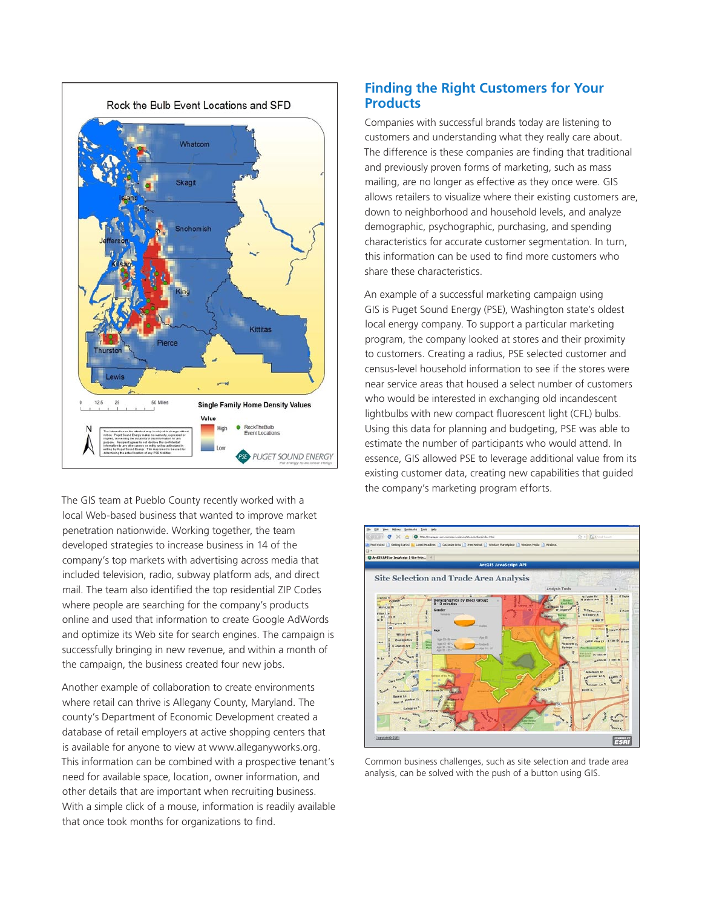## Finding the Right Customers for Your Products

Companies with successful brands today are listening to customers and understanding what they really care about. The difference is these companies are finding that traditional and previously proven forms of marketing, such as mass mailing, are no longer as effective as they once were. GIS allows retailers to visualize where their existing customers are, down to neighborhood and household levels, and analyze demographic, psychographic, purchasing, and spending characteristics for accurate customer segmentation. In turn, this information can be used to find more customers who share these characteristics.

An example of a successful marketing campaign using GIS is Puget Sound Energy (PSE), Washington state's oldest local energy company. To support a particular marketing program, the company looked at stores and their proximity to customers. Creating a radius, PSE selected customer and census-level household information to see if the stores were near service areas that housed a select number of customers who would be interested in exchanging old incandescent lightbulbs with new compact fluorescent light (CFL) bulbs. Using this data for planning and budgeting, PSE was able to estimate the number of participants who would attend. In essence, GIS allowed PSE to leverage additional value from its existing customer data, creating new capabilities that guided the company's marketing program efforts.

The GIS team at Pueblo County recently worked with a local Web-based business that wanted to improve market penetration nationwide. Working together, the team developed strategies to increase business in 14 of the company's top markets with advertising across media that included television, radio, subway platform ads, and direct mail. The team also identified the top residential ZIP Codes where people are searching for the company's products online and used that information to create Google AdWords and optimize its Web site for search engines. The campaign is successfully bringing in new revenue, and within a month of the campaign, the business created four new jobs.

Another example of collaboration to create environments where retail can thrive is Allegany County, Maryland. The county's Department of Economic Development created a database of retail employers at active shopping centers that is available for anyone to view at www.alleganyworks.org. This information can be combined with a prospective tenant's need for available space, location, owner information, and other details that are important when recruiting business. With a simple click of a mouse, information is readily available that once took months for organizations to find.

Common business challenges, such as site selection and trade area analysis, can be solved with the push of a button using GIS.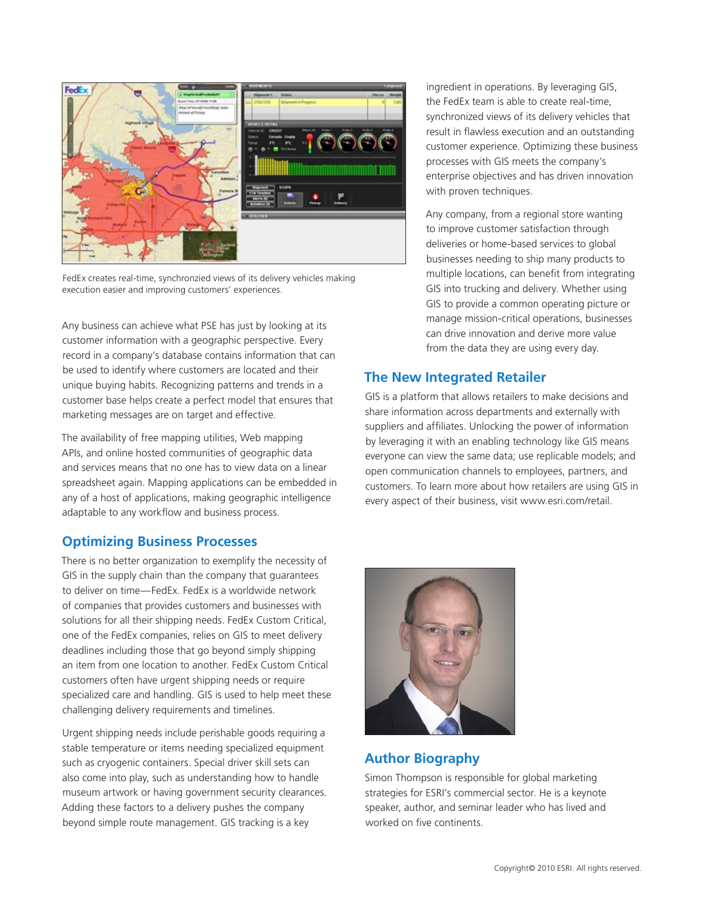FedEx creates real-time, synchronzied views of its delivery vehicles making execution easier and improving customers' experiences.

Any business can achieve what PSE has just by looking at its customer information with a geographic perspective. Every record in a company's database contains information that can be used to identify where customers are located and their unique buying habits. Recognizing patterns and trends in a customer base helps create a perfect model that ensures that marketing messages are on target and effective.

The availability of free mapping utilities, Web mapping APIs, and online hosted communities of geographic data and services means that no one has to view data on a linear spreadsheet again. Mapping applications can be embedded in any of a host of applications, making geographic intelligence adaptable to any workflow and business process.

## Optimizing Business Processes

There is no better organization to exemplify the necessity of GIS in the supply chain than the company that guarantees to deliver on time—FedEx. FedEx is a worldwide network of companies that provides customers and businesses with solutions for all their shipping needs. FedEx Custom Critical, one of the FedEx companies, relies on GIS to meet delivery deadlines including those that go beyond simply shipping an item from one location to another. FedEx Custom Critical customers often have urgent shipping needs or require specialized care and handling. GIS is used to help meet these challenging delivery requirements and timelines.

Urgent shipping needs include perishable goods requiring a stable temperature or items needing specialized equipment such as cryogenic containers. Special driver skill sets can also come into play, such as understanding how to handle museum artwork or having government security clearances. Adding these factors to a delivery pushes the company beyond simple route management. GIS tracking is a key ingredient in operations. By leveraging GIS, the FedEx team is able to create real-time, synchronized views of its delivery vehicles that result in flawless execution and an outstanding customer experience. Optimizing these business processes with GIS meets the company's enterprise objectives and has driven innovation with proven techniques.

Any company, from a regional store wanting to improve customer satisfaction through deliveries or home-based services to global businesses needing to ship many products to multiple locations, can benefit from integrating GIS into trucking and delivery. Whether using GIS to provide a common operating picture or manage mission-critical operations, businesses can drive innovation and derive more value from the data they are using every day.

## The New Integrated Retailer

GIS is a platform that allows retailers to make decisions and share information across departments and externally with suppliers and affiliates. Unlocking the power of information by leveraging it with an enabling technology like GIS means everyone can view the same data; use replicable models; and open communication channels to employees, partners, and customers. To learn more about how retailers are using GIS in every aspect of their business, visit www.esri.com/retail.

## Author Biography

Simon Thompson is responsible for global marketing strategies for ESRI's commercial sector. He is a keynote speaker, author, and seminar leader who has lived and worked on five continents.

Copyright© 2010 ESRI. All rights reserved.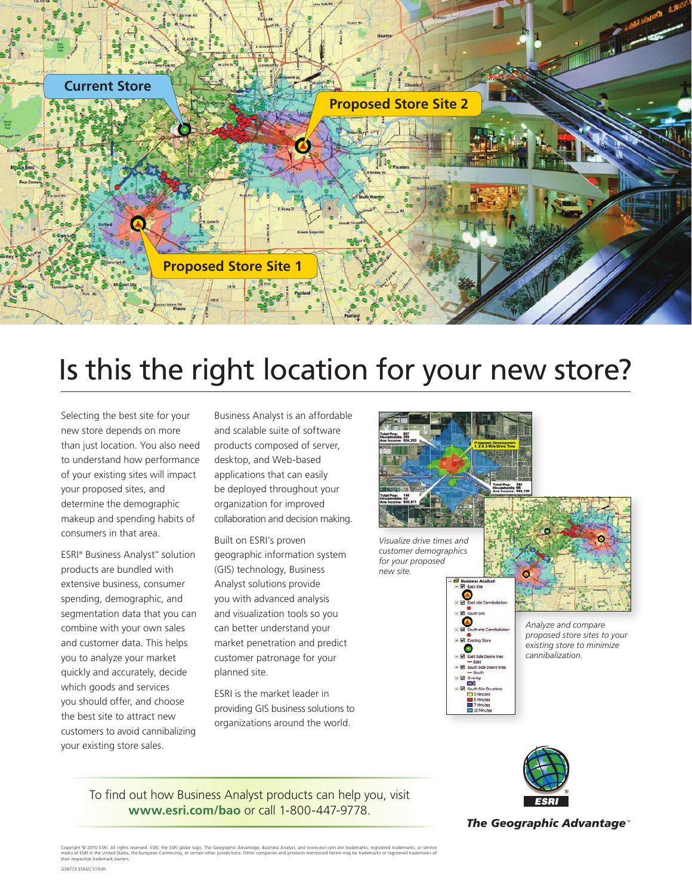# Is this the right location for your new store?

Selecting the best site for your new store depends on more than just location. You also need to understand how performance of your existing sites will impact your proposed sites, and determine the demographic makeup and spending habits of consumers in that area.

ESRI® Business Analyst™ solution products are bundled with extensive business, consumer spending, demographic, and segmentation data that you can combine with your own sales and customer data. This helps you to analyze your market quickly and accurately, decide which goods and services you should offer, and choose the best site to attract new customers to avoid cannibalizing your existing store sales.

Business Analyst is an affordable and scalable suite of software products composed of server, desktop, and Web-based applications that can easily be deployed throughout your organization for improved collaboration and decision making.

Built on ESRI's proven geographic information system (GIS) technology, Business Analyst solutions provide you with advanced analysis and visualization tools so you can better understand your market penetration and predict customer patronage for your planned site.

ESRI is the market leader in providing GIS business solutions to organizations around the world.

*Visualize drive times and customer demographics for your proposed new site.*

*Analyze and compare proposed store sites to your existing store to minimize cannibalization.*

To find out how Business Analyst products can help you, visit **www.esri.com/bao** or call 1-800-447-9778.

***The Geographic Advantage***™

Copyright © 2010 ESRI. All rights reserved. ESRI, the ESRI globe logo, The Geographic Advantage, Business Analyst, and www.esri.com are trademarks, registered trademarks, or service marks of ESRI in the United States, the European Community, or certain other jurisdictions. Other companies and products mentioned herein may be trademarks or registered trademarks of their respective trademark owners.

G39773 ESRI2C1/10dh